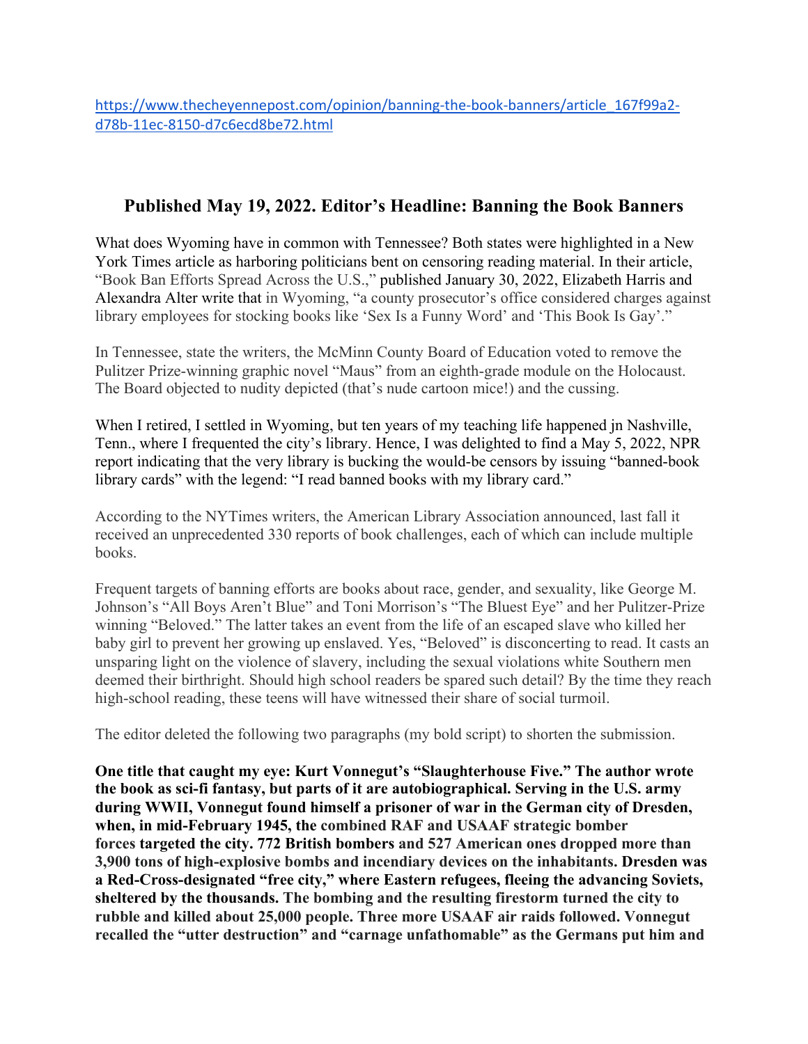https://www.thecheyennepost.com/opinion/banning-the-book-banners/article_167f99a2-d78b-11ec-8150-d7c6ecd8be72.html

## Published May 19, 2022. Editor's Headline: Banning the Book Banners

What does Wyoming have in common with Tennessee? Both states were highlighted in a New York Times article as harboring politicians bent on censoring reading material. In their article, "Book Ban Efforts Spread Across the U.S.," published January 30, 2022, Elizabeth Harris and Alexandra Alter write that in Wyoming, "a county prosecutor's office considered charges against library employees for stocking books like 'Sex Is a Funny Word' and 'This Book Is Gay'."

In Tennessee, state the writers, the McMinn County Board of Education voted to remove the Pulitzer Prize-winning graphic novel "Maus" from an eighth-grade module on the Holocaust. The Board objected to nudity depicted (that's nude cartoon mice!) and the cussing.

When I retired, I settled in Wyoming, but ten years of my teaching life happened jn Nashville, Tenn., where I frequented the city's library. Hence, I was delighted to find a May 5, 2022, NPR report indicating that the very library is bucking the would-be censors by issuing "banned-book library cards" with the legend: "I read banned books with my library card."

According to the NYTimes writers, the American Library Association announced, last fall it received an unprecedented 330 reports of book challenges, each of which can include multiple books.

Frequent targets of banning efforts are books about race, gender, and sexuality, like George M. Johnson's "All Boys Aren't Blue" and Toni Morrison's "The Bluest Eye" and her Pulitzer-Prize winning "Beloved." The latter takes an event from the life of an escaped slave who killed her baby girl to prevent her growing up enslaved. Yes, "Beloved" is disconcerting to read. It casts an unsparing light on the violence of slavery, including the sexual violations white Southern men deemed their birthright. Should high school readers be spared such detail? By the time they reach high-school reading, these teens will have witnessed their share of social turmoil.

The editor deleted the following two paragraphs (my bold script) to shorten the submission.

**One title that caught my eye: Kurt Vonnegut's "Slaughterhouse Five." The author wrote the book as sci-fi fantasy, but parts of it are autobiographical. Serving in the U.S. army during WWII, Vonnegut found himself a prisoner of war in the German city of Dresden, when, in mid-February 1945, the combined RAF and USAAF strategic bomber forces targeted the city. 772 British bombers and 527 American ones dropped more than 3,900 tons of high-explosive bombs and incendiary devices on the inhabitants. Dresden was a Red-Cross-designated "free city," where Eastern refugees, fleeing the advancing Soviets, sheltered by the thousands. The bombing and the resulting firestorm turned the city to rubble and killed about 25,000 people. Three more USAAF air raids followed. Vonnegut recalled the "utter destruction" and "carnage unfathomable" as the Germans put him and**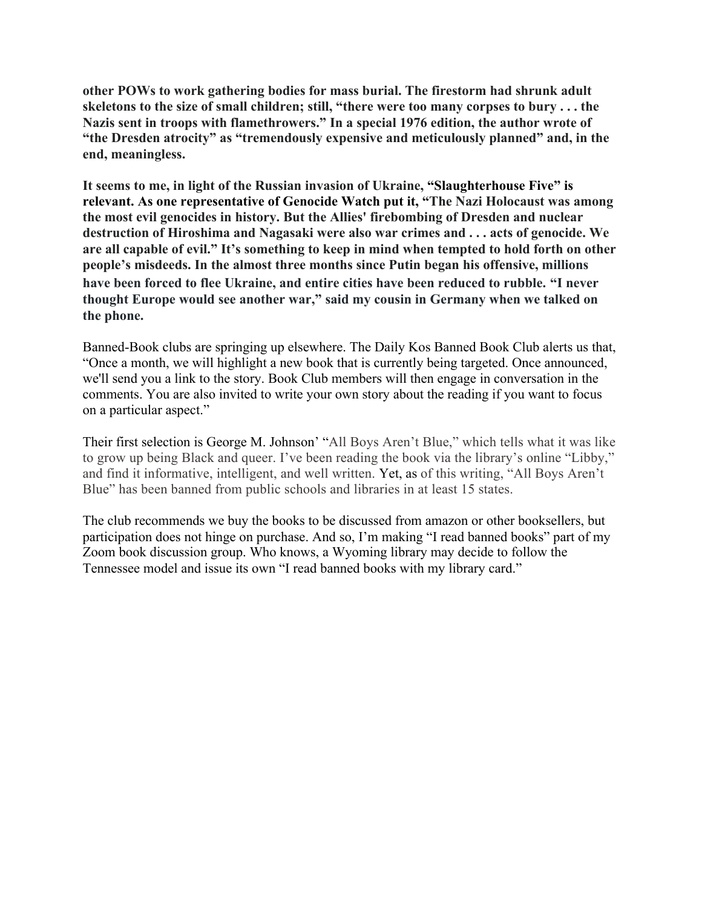**other POWs to work gathering bodies for mass burial. The firestorm had shrunk adult skeletons to the size of small children; still, "there were too many corpses to bury . . . the Nazis sent in troops with flamethrowers." In a special 1976 edition, the author wrote of "the Dresden atrocity" as "tremendously expensive and meticulously planned" and, in the end, meaningless.**

**It seems to me, in light of the Russian invasion of Ukraine, "Slaughterhouse Five" is relevant. As one representative of Genocide Watch put it, "The Nazi Holocaust was among the most evil genocides in history. But the Allies' firebombing of Dresden and nuclear destruction of Hiroshima and Nagasaki were also war crimes and . . . acts of genocide. We are all capable of evil." It's something to keep in mind when tempted to hold forth on other people's misdeeds. In the almost three months since Putin began his offensive, millions have been forced to flee Ukraine, and entire cities have been reduced to rubble. "I never thought Europe would see another war," said my cousin in Germany when we talked on the phone.**

Banned-Book clubs are springing up elsewhere. The Daily Kos Banned Book Club alerts us that, "Once a month, we will highlight a new book that is currently being targeted. Once announced, we'll send you a link to the story. Book Club members will then engage in conversation in the comments. You are also invited to write your own story about the reading if you want to focus on a particular aspect."

Their first selection is George M. Johnson' "All Boys Aren't Blue," which tells what it was like to grow up being Black and queer. I've been reading the book via the library's online "Libby," and find it informative, intelligent, and well written. Yet, as of this writing, "All Boys Aren't Blue" has been banned from public schools and libraries in at least 15 states.

The club recommends we buy the books to be discussed from amazon or other booksellers, but participation does not hinge on purchase. And so, I'm making "I read banned books" part of my Zoom book discussion group. Who knows, a Wyoming library may decide to follow the Tennessee model and issue its own "I read banned books with my library card."